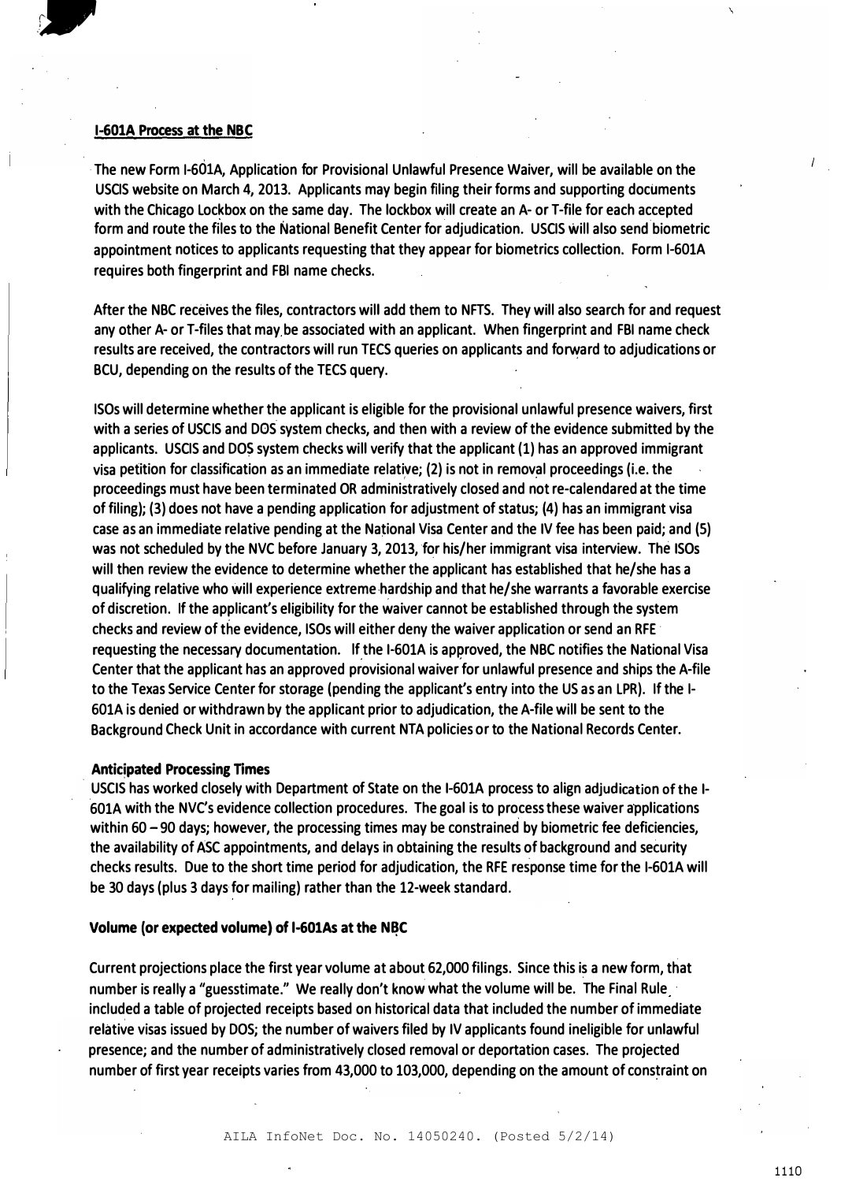## I-601A Process at the NBC

The new Form I-601A, Application for Provisional Unlawful Presence Waiver, will be available on the USCIS website on March 4, 2013. Applicants may begin filing their forms and supporting documents with the Chicago Lockbox on the same day. The lockbox will create an A- or T-file for each accepted form and route the files to the National Benefit Center for adjudication. USCIS will also send biometric appointment notices to applicants requesting that they appear for biometrics collection. Form I-601A requires both fingerprint and FBI name checks.

After the NBC receives the files, contractors will add them to NFTS. They will also search for and request any other A- or T-files that may be associated with an applicant. When fingerprint and FBI name check results are received, the contractors will run TECS queries on applicants and forward to adjudications or BCU, depending on the results of the TECS query.

ISOs will determine whether the applicant is eligible for the provisional unlawful presence waivers, first with a series of USCIS and DOS system checks, and then with a review of the evidence submitted by the applicants. USCIS and DOS system checks will verify that the applicant (1) has an approved immigrant visa petition for classification as an immediate relative; (2) is not in removal proceedings (i.e. the proceedings must have been terminated OR administratively closed and not re-calendared at the time of filing); (3) does not have a pending application for adjustment of status; (4) has an immigrant visa case as an immediate relative pending at the National Visa Center and the IV fee has been paid; and (5) was not scheduled by the NVC before January 3, 2013, for his/her immigrant visa interview. The ISOs will then review the evidence to determine whether the applicant has established that he/she has a qualifying relative who will experience extreme hardship and that he/she warrants a favorable exercise of discretion. If the applicant's eligibility for the waiver cannot be established through the system checks and review of the evidence, ISOs will either deny the waiver application or send an RFE requesting the necessary documentation. If the I-601A is approved, the NBC notifies the National Visa Center that the applicant has an approved provisional waiver for unlawful presence and ships the A-file to the Texas Service Center for storage (pending the applicant's entry into the US as an LPR). If the I-601A is denied or withdrawn by the applicant prior to adjudication, the A-file will be sent to the Background Check Unit in accordance with current NTA policies or to the National Records Center.

### Anticipated Processing Times

USCIS has worked closely with Department of State on the I-601A process to align adjudication of the I-601A with the NVC's evidence collection procedures. The goal is to process these waiver applications within 60 – 90 days; however, the processing times may be constrained by biometric fee deficiencies, the availability of ASC appointments, and delays in obtaining the results of background and security checks results. Due to the short time period for adjudication, the RFE response time for the I-601A will be 30 days (plus 3 days for mailing) rather than the 12-week standard.

### Volume (or expected volume) of I-601As at the NBC

Current projections place the first year volume at about 62,000 filings. Since this is a new form, that number is really a "guesstimate." We really don't know what the volume will be. The Final Rule included a table of projected receipts based on historical data that included the number of immediate relative visas issued by DOS; the number of waivers filed by IV applicants found ineligible for unlawful presence; and the number of administratively closed removal or deportation cases. The projected number of first year receipts varies from 43,000 to 103,000, depending on the amount of constraint on

AILA InfoNet Doc. No. 14050240. (Posted 5/2/14)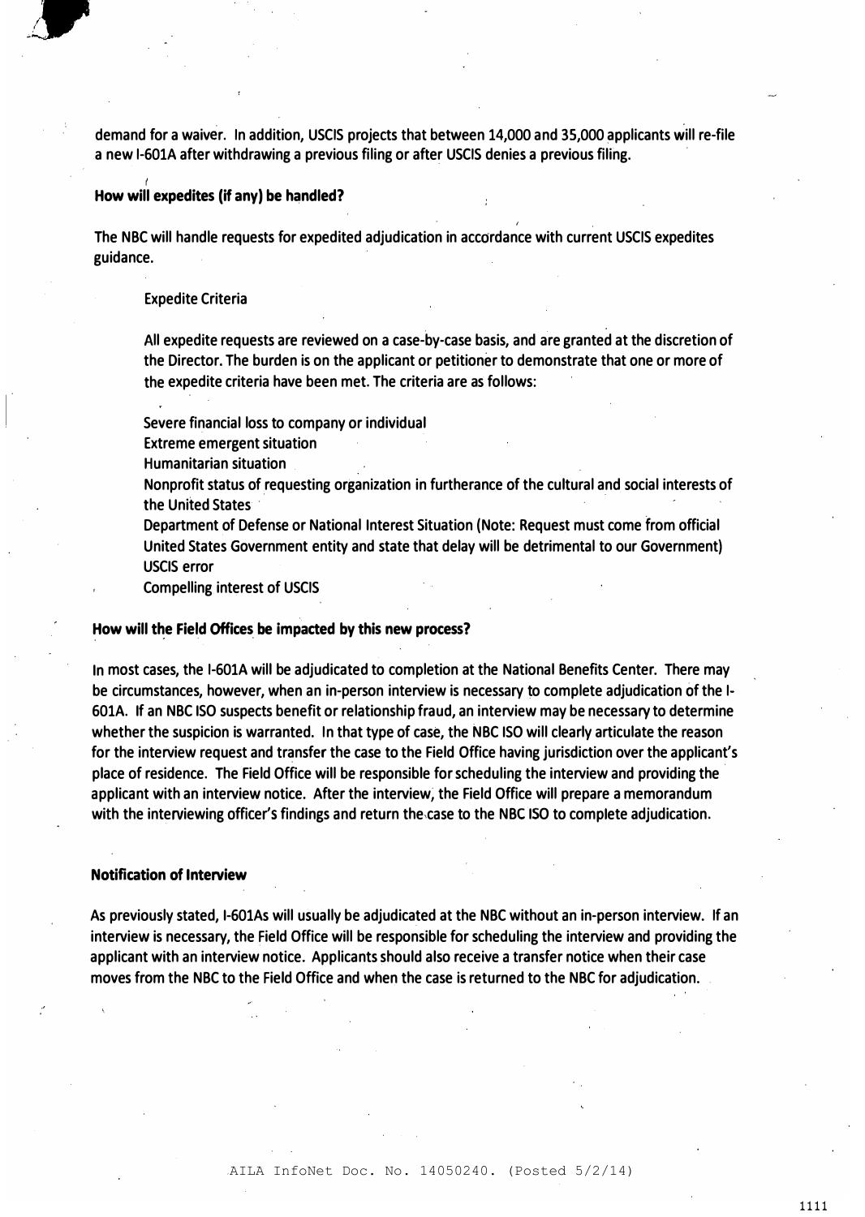demand for a waiver. In addition, USCIS projects that between 14,000 and 35,000 applicants will re-file a new I-601A after withdrawing a previous filing or after USCIS denies a previous filing.

**How will expedites (if any) be handled?**

The NBC will handle requests for expedited adjudication in accordance with current USCIS expedites guidance.

> Expedite Criteria
>
> All expedite requests are reviewed on a case-by-case basis, and are granted at the discretion of the Director. The burden is on the applicant or petitioner to demonstrate that one or more of the expedite criteria have been met. The criteria are as follows:
>
> Severe financial loss to company or individual
> Extreme emergent situation
> Humanitarian situation
> Nonprofit status of requesting organization in furtherance of the cultural and social interests of the United States
> Department of Defense or National Interest Situation (Note: Request must come from official United States Government entity and state that delay will be detrimental to our Government)
> USCIS error
> Compelling interest of USCIS

**How will the Field Offices be impacted by this new process?**

In most cases, the I-601A will be adjudicated to completion at the National Benefits Center. There may be circumstances, however, when an in-person interview is necessary to complete adjudication of the I-601A. If an NBC ISO suspects benefit or relationship fraud, an interview may be necessary to determine whether the suspicion is warranted. In that type of case, the NBC ISO will clearly articulate the reason for the interview request and transfer the case to the Field Office having jurisdiction over the applicant's place of residence. The Field Office will be responsible for scheduling the interview and providing the applicant with an interview notice. After the interview, the Field Office will prepare a memorandum with the interviewing officer's findings and return the case to the NBC ISO to complete adjudication.

**Notification of Interview**

As previously stated, I-601As will usually be adjudicated at the NBC without an in-person interview. If an interview is necessary, the Field Office will be responsible for scheduling the interview and providing the applicant with an interview notice. Applicants should also receive a transfer notice when their case moves from the NBC to the Field Office and when the case is returned to the NBC for adjudication.

AILA InfoNet Doc. No. 14050240. (Posted 5/2/14)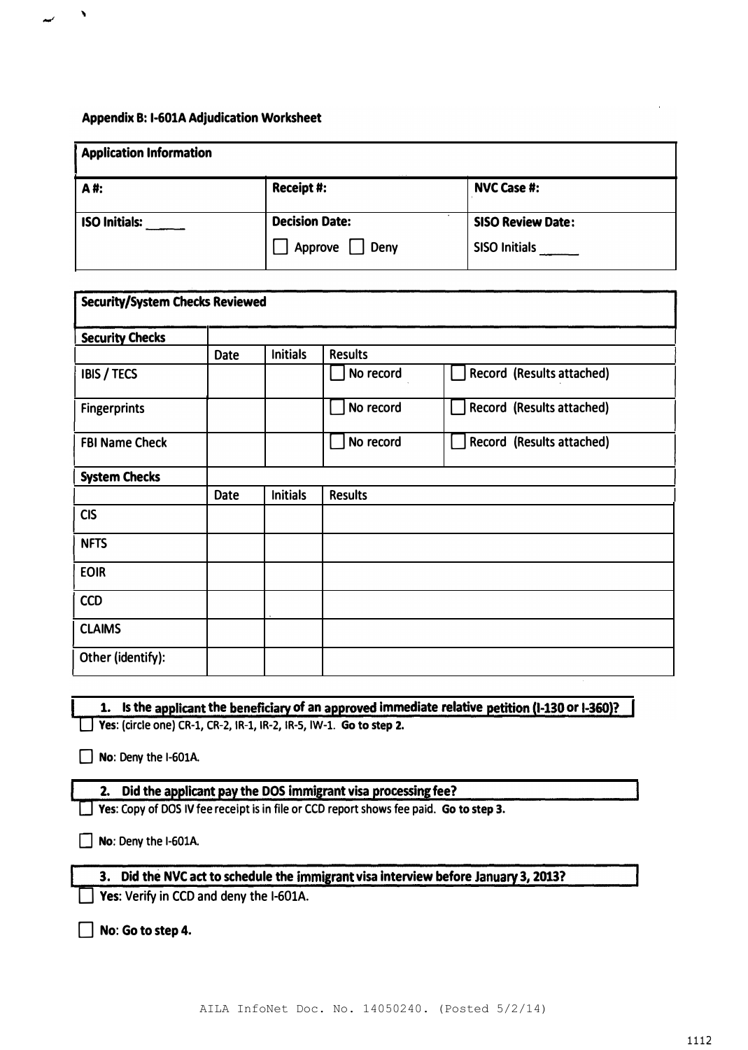## Appendix B: I-601A Adjudication Worksheet

| **Application Information** | | |
|---|---|---|
| **A #:** | **Receipt #:** | **NVC Case #:** |
| **ISO Initials:** ______ | **Decision Date:**<br>☐ Approve ☐ Deny | **SISO Review Date:**<br>SISO Initials ______ |

| **Security/System Checks Reviewed** | | | | |
|---|---|---|---|---|
| **Security Checks** | | | | |
| | Date | Initials | Results | |
| IBIS / TECS | | | ☐ No record | ☐ Record (Results attached) |
| Fingerprints | | | ☐ No record | ☐ Record (Results attached) |
| FBI Name Check | | | ☐ No record | ☐ Record (Results attached) |
| **System Checks** | | | | |
| | Date | Initials | Results | |
| CIS | | | | |
| NFTS | | | | |
| EOIR | | | | |
| CCD | | | | |
| CLAIMS | | | | |
| Other (identify): | | | | |

**1. Is the applicant the beneficiary of an approved immediate relative petition (I-130 or I-360)?**

☐ **Yes**: (circle one) CR-1, CR-2, IR-1, IR-2, IR-5, IW-1. **Go to step 2.**

☐ **No**: Deny the I-601A.

**2. Did the applicant pay the DOS immigrant visa processing fee?**

☐ **Yes**: Copy of DOS IV fee receipt is in file or CCD report shows fee paid. **Go to step 3.**

☐ **No**: Deny the I-601A.

**3. Did the NVC act to schedule the immigrant visa interview before January 3, 2013?**

☐ **Yes**: Verify in CCD and deny the I-601A.

☐ **No**: **Go to step 4.**

AILA InfoNet Doc. No. 14050240. (Posted 5/2/14)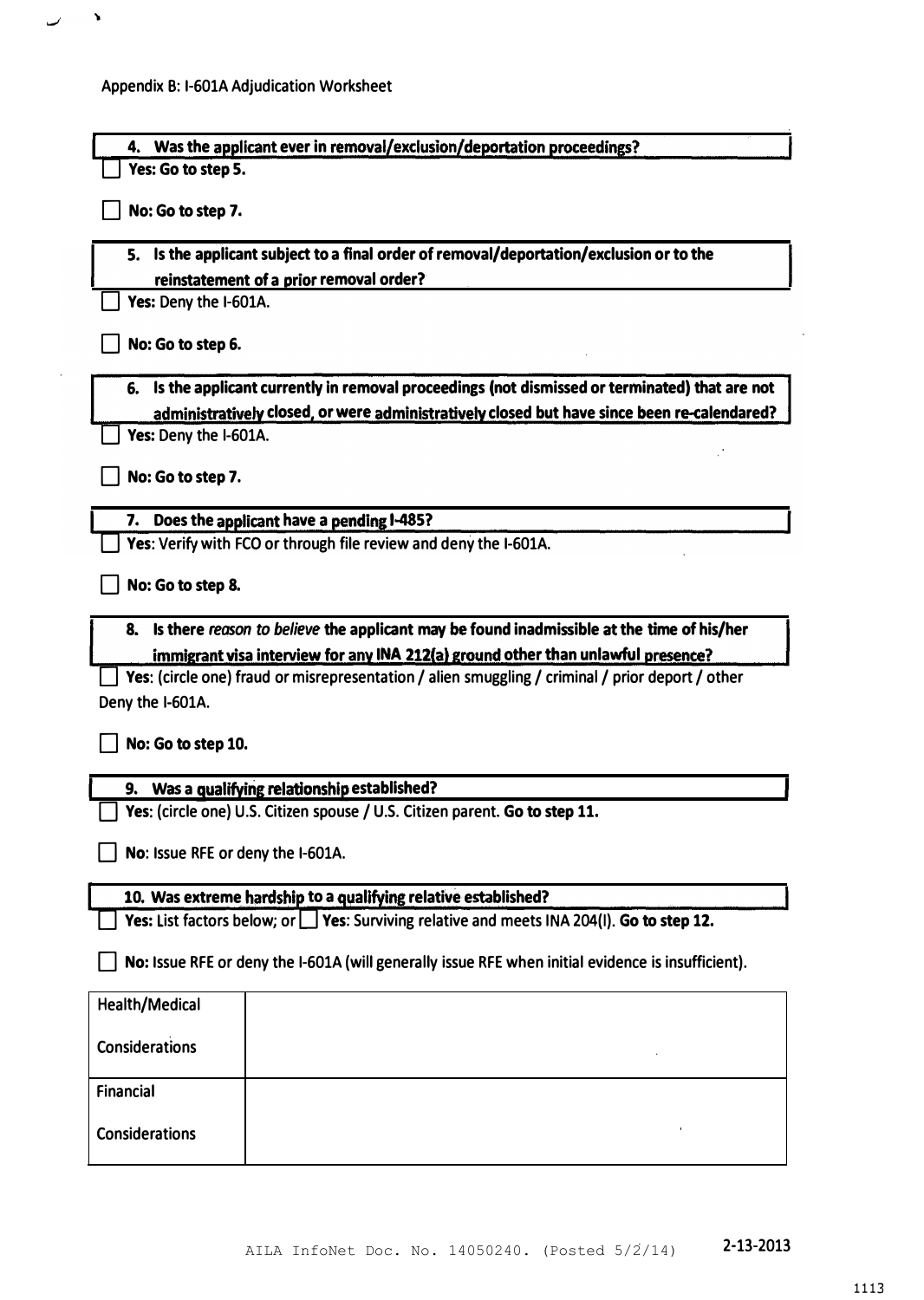Appendix B: I-601A Adjudication Worksheet

**4. Was the applicant ever in removal/exclusion/deportation proceedings?**

☐ **Yes: Go to step 5.**

☐ **No: Go to step 7.**

**5. Is the applicant subject to a final order of removal/deportation/exclusion or to the reinstatement of a prior removal order?**

☐ **Yes:** Deny the I-601A.

☐ **No: Go to step 6.**

**6. Is the applicant currently in removal proceedings (not dismissed or terminated) that are not administratively closed, or were administratively closed but have since been re-calendared?**

☐ **Yes:** Deny the I-601A.

☐ **No: Go to step 7.**

**7. Does the applicant have a pending I-485?**

☐ **Yes**: Verify with FCO or through file review and deny the I-601A.

☐ **No: Go to step 8.**

**8. Is there *reason to believe* the applicant may be found inadmissible at the time of his/her immigrant visa interview for any INA 212(a) ground other than unlawful presence?**

☐ **Yes**: (circle one) fraud or misrepresentation / alien smuggling / criminal / prior deport / other
Deny the I-601A.

☐ **No: Go to step 10.**

**9. Was a qualifying relationship established?**

☐ **Yes**: (circle one) U.S. Citizen spouse / U.S. Citizen parent. **Go to step 11.**

☐ **No**: Issue RFE or deny the I-601A.

**10. Was extreme hardship to a qualifying relative established?**

☐ **Yes:** List factors below; or ☐ **Yes**: Surviving relative and meets INA 204(l). **Go to step 12.**

☐ **No:** Issue RFE or deny the I-601A (will generally issue RFE when initial evidence is insufficient).

| Health/Medical Considerations | |
|---|---|
| Financial Considerations | |

AILA InfoNet Doc. No. 14050240. (Posted 5/2/14)

2-13-2013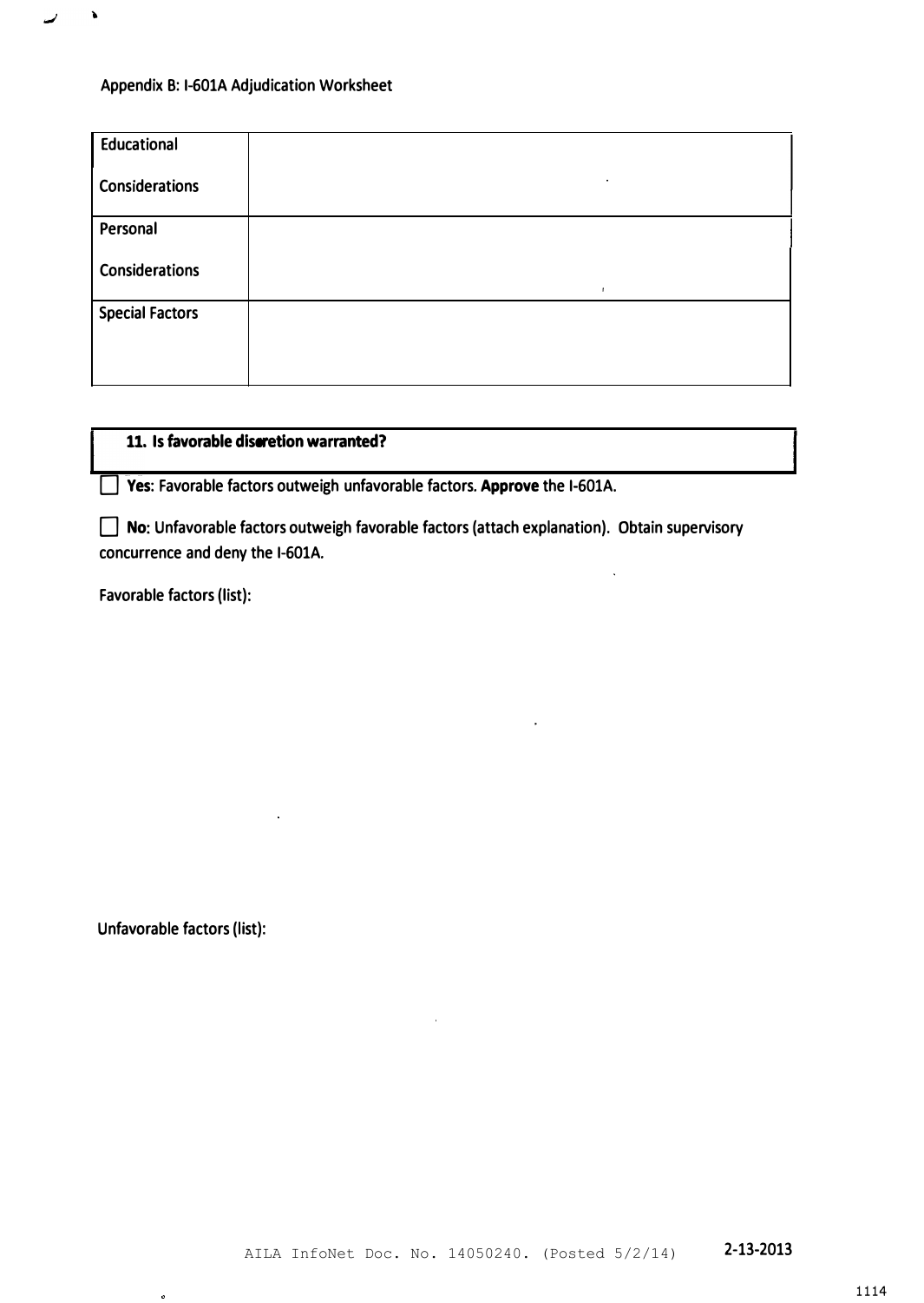Appendix B: I-601A Adjudication Worksheet

| Educational Considerations | |
|---|---|
| Personal Considerations | |
| Special Factors | |

**11. Is favorable discretion warranted?**

☐ **Yes**: Favorable factors outweigh unfavorable factors. **Approve** the I-601A.

☐ **No**: Unfavorable factors outweigh favorable factors (attach explanation). Obtain supervisory concurrence and deny the I-601A.

Favorable factors (list):

Unfavorable factors (list):

AILA InfoNet Doc. No. 14050240. (Posted 5/2/14)

2-13-2013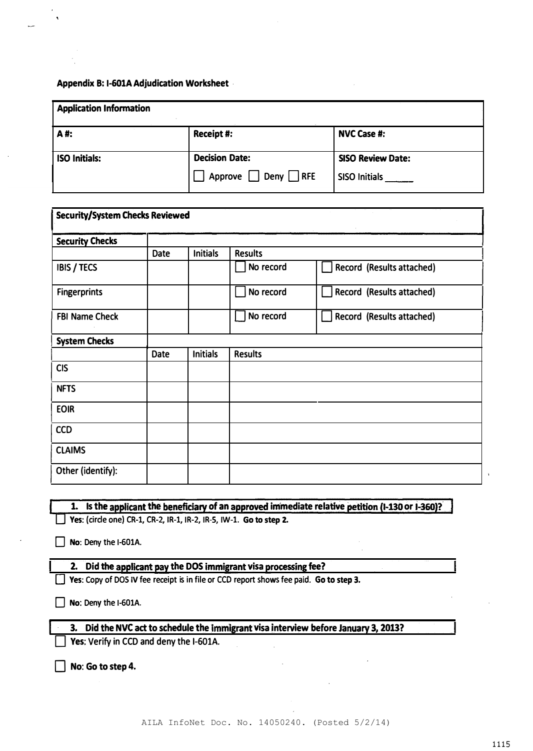## Appendix B: I-601A Adjudication Worksheet

| **Application Information** | | |
|---|---|---|
| **A #:** | **Receipt #:** | **NVC Case #:** |
| **ISO Initials:** | **Decision Date:** ☐ Approve ☐ Deny ☐ RFE | **SISO Review Date:** SISO Initials ______ |

| **Security/System Checks Reviewed** | | | | |
|---|---|---|---|---|
| **Security Checks** | | | | |
| | Date | Initials | Results | |
| IBIS / TECS | | | ☐ No record | ☐ Record (Results attached) |
| Fingerprints | | | ☐ No record | ☐ Record (Results attached) |
| FBI Name Check | | | ☐ No record | ☐ Record (Results attached) |
| **System Checks** | | | | |
| | Date | Initials | Results | |
| CIS | | | | |
| NFTS | | | | |
| EOIR | | | | |
| CCD | | | | |
| CLAIMS | | | | |
| Other (identify): | | | | |

**1. Is the applicant the beneficiary of an approved immediate relative petition (I-130 or I-360)?**

☐ **Yes**: (circle one) CR-1, CR-2, IR-1, IR-2, IR-5, IW-1. **Go to step 2.**

☐ **No**: Deny the I-601A.

**2. Did the applicant pay the DOS immigrant visa processing fee?**

☐ **Yes**: Copy of DOS IV fee receipt is in file or CCD report shows fee paid. **Go to step 3.**

☐ **No**: Deny the I-601A.

**3. Did the NVC act to schedule the immigrant visa interview before January 3, 2013?**

☐ **Yes**: Verify in CCD and deny the I-601A.

☐ **No**: **Go to step 4.**

AILA InfoNet Doc. No. 14050240. (Posted 5/2/14)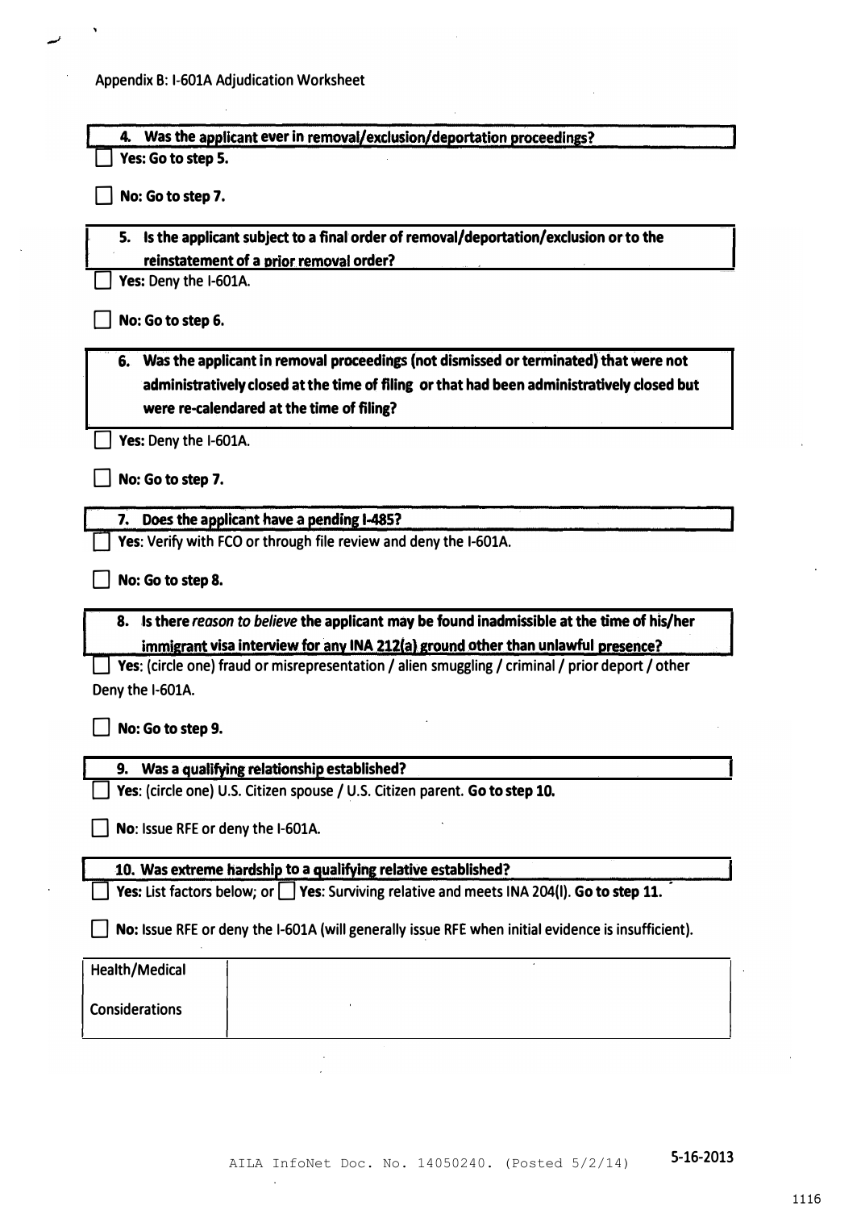Appendix B: I-601A Adjudication Worksheet

**4. Was the applicant ever in removal/exclusion/deportation proceedings?**

☐ **Yes: Go to step 5.**

☐ **No: Go to step 7.**

**5. Is the applicant subject to a final order of removal/deportation/exclusion or to the reinstatement of a prior removal order?**

☐ **Yes:** Deny the I-601A.

☐ **No: Go to step 6.**

**6. Was the applicant in removal proceedings (not dismissed or terminated) that were not administratively closed at the time of filing or that had been administratively closed but were re-calendared at the time of filing?**

☐ **Yes:** Deny the I-601A.

☐ **No: Go to step 7.**

**7. Does the applicant have a pending I-485?**

☐ **Yes**: Verify with FCO or through file review and deny the I-601A.

☐ **No: Go to step 8.**

**8. Is there *reason to believe* the applicant may be found inadmissible at the time of his/her immigrant visa interview for any INA 212(a) ground other than unlawful presence?**

☐ **Yes**: (circle one) fraud or misrepresentation / alien smuggling / criminal / prior deport / other

Deny the I-601A.

☐ **No: Go to step 9.**

**9. Was a qualifying relationship established?**

☐ **Yes**: (circle one) U.S. Citizen spouse / U.S. Citizen parent. **Go to step 10.**

☐ **No**: Issue RFE or deny the I-601A.

**10. Was extreme hardship to a qualifying relative established?**

☐ **Yes:** List factors below; or ☐ **Yes:** Surviving relative and meets INA 204(l). **Go to step 11.**

☐ **No:** Issue RFE or deny the I-601A (will generally issue RFE when initial evidence is insufficient).

| Health/Medical Considerations | |
|---|---|

AILA InfoNet Doc. No. 14050240. (Posted 5/2/14)

5-16-2013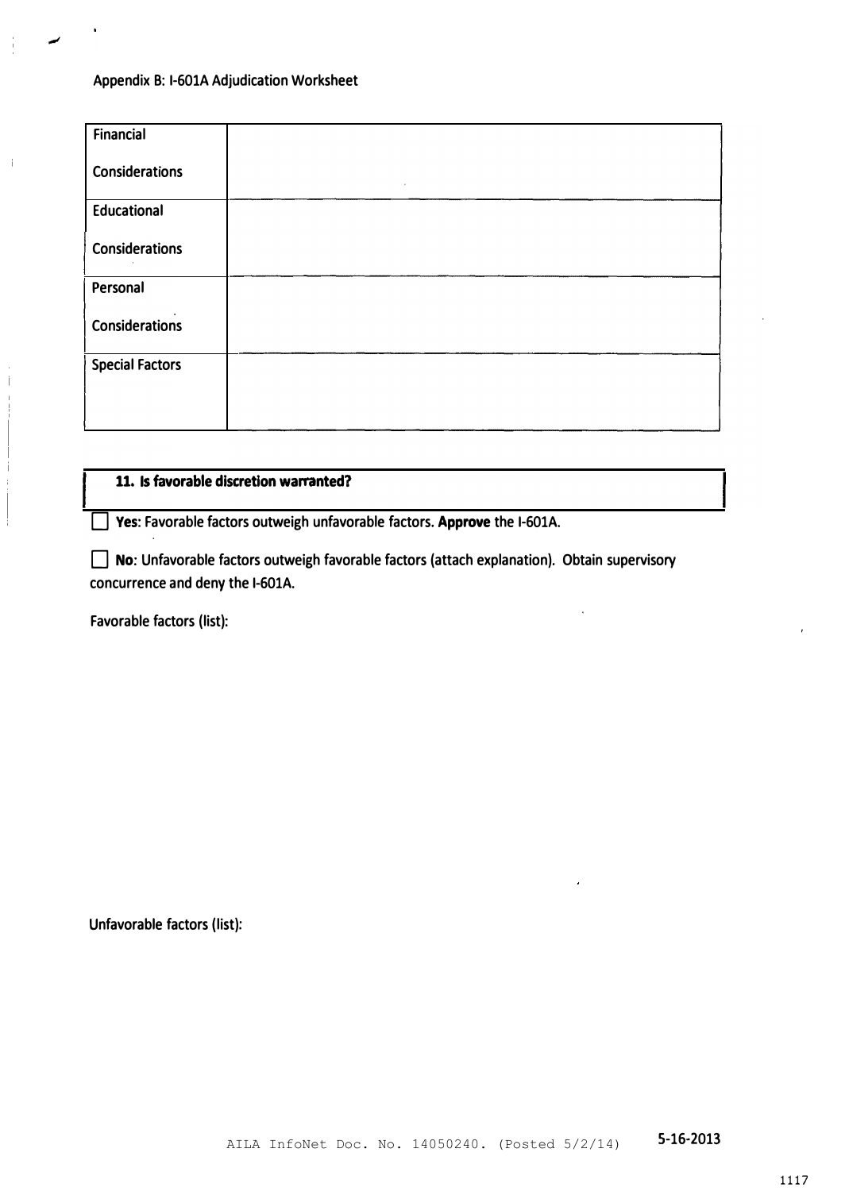Appendix B: I-601A Adjudication Worksheet

| | |
|---|---|
| Financial Considerations | |
| Educational Considerations | |
| Personal Considerations | |
| Special Factors | |

**11. Is favorable discretion warranted?**

☐ **Yes**: Favorable factors outweigh unfavorable factors. **Approve** the I-601A.

☐ **No**: Unfavorable factors outweigh favorable factors (attach explanation). Obtain supervisory concurrence and deny the I-601A.

Favorable factors (list):

Unfavorable factors (list):

AILA InfoNet Doc. No. 14050240. (Posted 5/2/14)

5-16-2013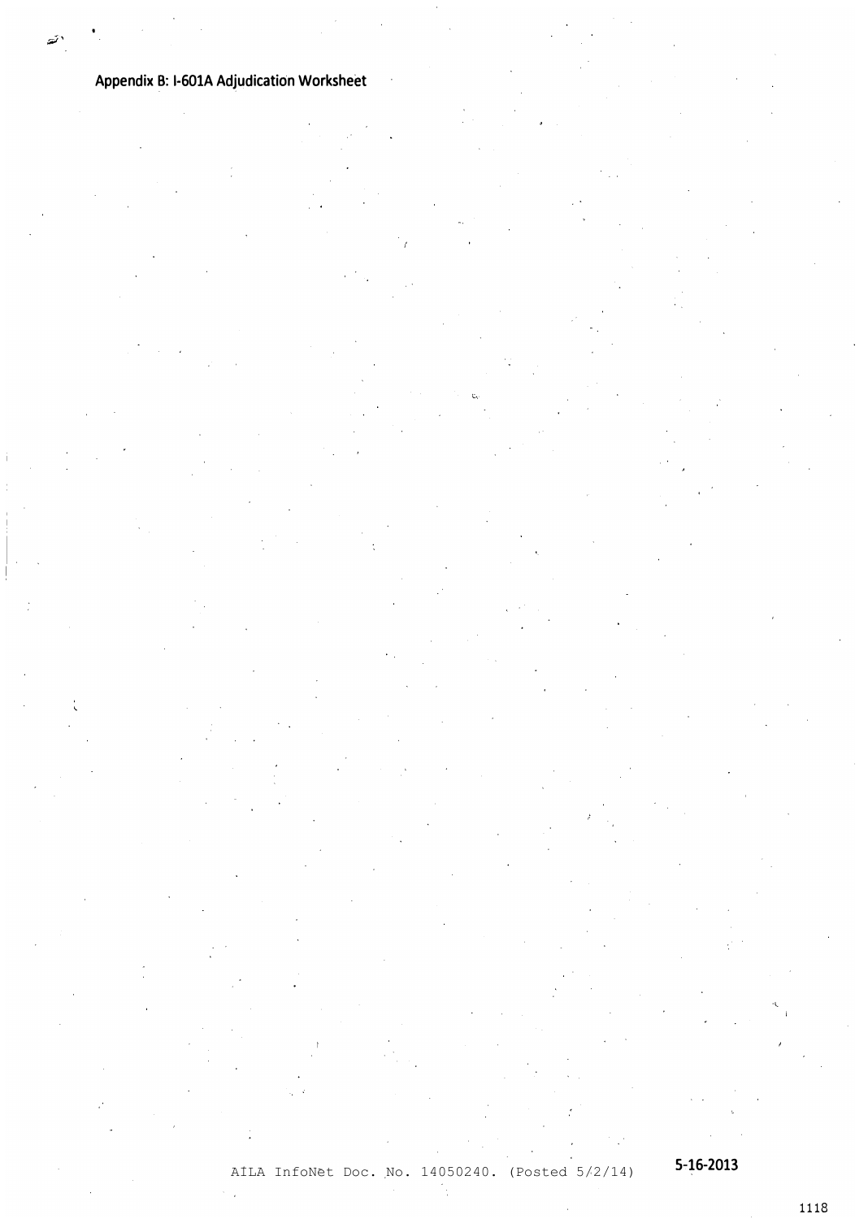Appendix B: I-601A Adjudication Worksheet

AILA InfoNet Doc. No. 14050240. (Posted 5/2/14)

5-16-2013